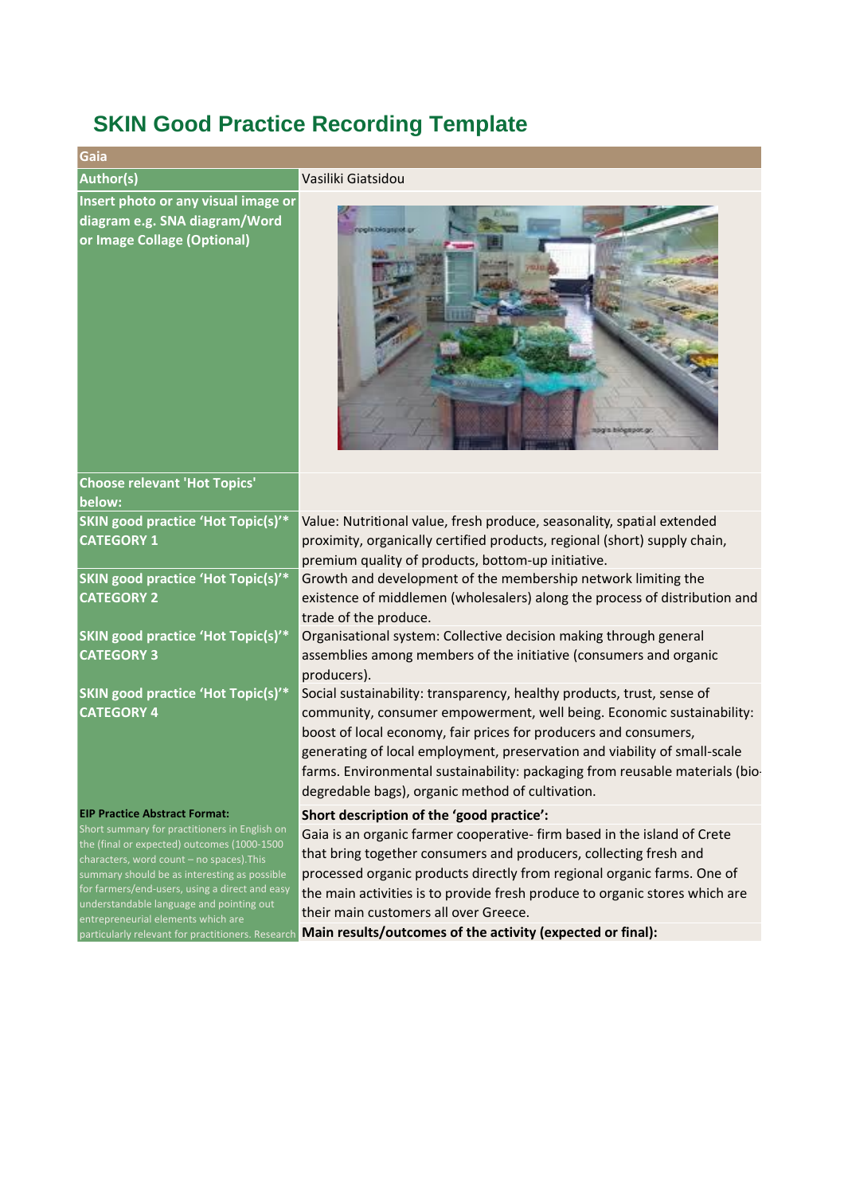# SKIN Good Practice Recording Template

| Gaia | |
|---|---|
| Author(s) | Vasiliki Giatsidou |
| Insert photo or any visual image or diagram e.g. SNA diagram/Word or Image Collage (Optional) | |
| Choose relevant 'Hot Topics' below: | |
| SKIN good practice 'Hot Topic(s)'* CATEGORY 1 | Value: Nutritional value, fresh produce, seasonality, spatial extended proximity, organically certified products, regional (short) supply chain, premium quality of products, bottom-up initiative. |
| SKIN good practice 'Hot Topic(s)'* CATEGORY 2 | Growth and development of the membership network limiting the existence of middlemen (wholesalers) along the process of distribution and trade of the produce. |
| SKIN good practice 'Hot Topic(s)'* CATEGORY 3 | Organisational system: Collective decision making through general assemblies among members of the initiative (consumers and organic producers). |
| SKIN good practice 'Hot Topic(s)'* CATEGORY 4 | Social sustainability: transparency, healthy products, trust, sense of community, consumer empowerment, well being. Economic sustainability: boost of local economy, fair prices for producers and consumers, generating of local employment, preservation and viability of small-scale farms. Environmental sustainability: packaging from reusable materials (bio-degradable bags), organic method of cultivation. |
| **EIP Practice Abstract Format:** Short summary for practitioners in English on the (final or expected) outcomes (1000-1500 characters, word count – no spaces).This summary should be as interesting as possible for farmers/end-users, using a direct and easy understandable language and pointing out entrepreneurial elements which are particularly relevant for practitioners. Research | **Short description of the 'good practice':** Gaia is an organic farmer cooperative- firm based in the island of Crete that bring together consumers and producers, collecting fresh and processed organic products directly from regional organic farms. One of the main activities is to provide fresh produce to organic stores which are their main customers all over Greece. **Main results/outcomes of the activity (expected or final):** |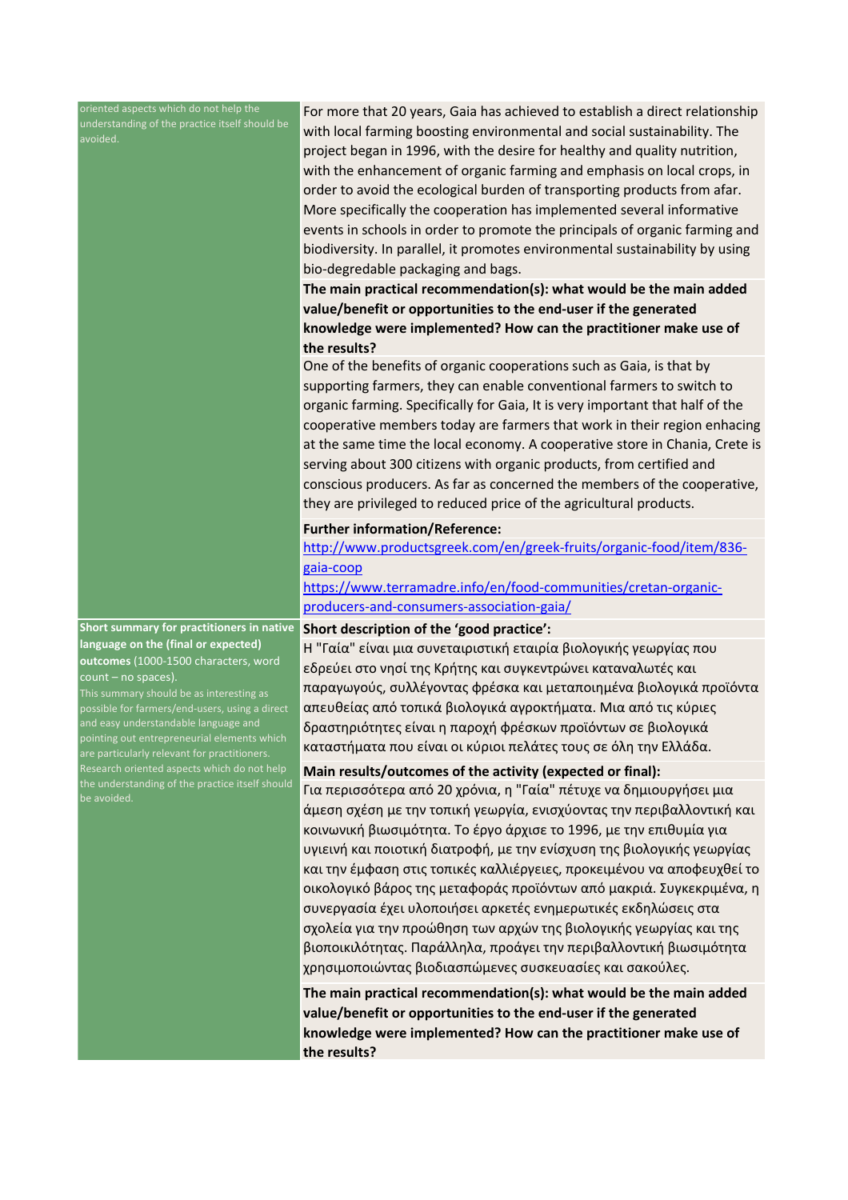| | |
|---|---|
| oriented aspects which do not help the understanding of the practice itself should be avoided. | For more that 20 years, Gaia has achieved to establish a direct relationship with local farming boosting environmental and social sustainability. The project began in 1996, with the desire for healthy and quality nutrition, with the enhancement of organic farming and emphasis on local crops, in order to avoid the ecological burden of transporting products from afar. More specifically the cooperation has implemented several informative events in schools in order to promote the principals of organic farming and biodiversity. In parallel, it promotes environmental sustainability by using bio-degredable packaging and bags.<br>**The main practical recommendation(s): what would be the main added value/benefit or opportunities to the end-user if the generated knowledge were implemented? How can the practitioner make use of the results?**<br>One of the benefits of organic cooperations such as Gaia, is that by supporting farmers, they can enable conventional farmers to switch to organic farming. Specifically for Gaia, It is very important that half of the cooperative members today are farmers that work in their region enhacing at the same time the local economy. A cooperative store in Chania, Crete is serving about 300 citizens with organic products, from certified and conscious producers. As far as concerned the members of the cooperative, they are privileged to reduced price of the agricultural products.<br>**Further information/Reference:**<br>http://www.productsgreek.com/en/greek-fruits/organic-food/item/836-gaia-coop<br>https://www.terramadre.info/en/food-communities/cretan-organic-producers-and-consumers-association-gaia/ |
| **Short summary for practitioners in native language on the (final or expected) outcomes** (1000-1500 characters, word count – no spaces).<br>This summary should be as interesting as possible for farmers/end-users, using a direct and easy understandable language and pointing out entrepreneurial elements which are particularly relevant for practitioners. Research oriented aspects which do not help the understanding of the practice itself should be avoided. | **Short description of the 'good practice':**<br>Η "Γαία" είναι μια συνεταιριστική εταιρία βιολογικής γεωργίας που εδρεύει στο νησί της Κρήτης και συγκεντρώνει καταναλωτές και παραγωγούς, συλλέγοντας φρέσκα και μεταποιημένα βιολογικά προϊόντα απευθείας από τοπικά αγροκτήματα. Μια από τις κύριες δραστηριότητες είναι η παροχή φρέσκων προϊόντων σε βιολογικά καταστήματα που είναι οι κύριοι πελάτες τους σε όλη την Ελλάδα.<br>**Main results/outcomes of the activity (expected or final):**<br>Για περισσότερα από 20 χρόνια, η "Γαία" πέτυχε να δημιουργήσει μια άμεση σχέση με την τοπική γεωργία, ενισχύοντας την περιβαλλοντική και κοινωνική βιωσιμότητα. Το έργο άρχισε το 1996, με την επιθυμία για υγιεινή και ποιοτική διατροφή, με την ενίσχυση της βιολογικής γεωργίας και την έμφαση στις τοπικές καλλιέργειες, προκειμένου να αποφευχθεί το οικολογικό βάρος της μεταφοράς προϊόντων από μακριά. Συγκεκριμένα, η συνεργασία έχει υλοποιήσει αρκετές ενημερωτικές εκδηλώσεις στα σχολεία για την προώθηση των αρχών της βιολογικής γεωργίας και της βιοποικιλότητας. Παράλληλα, προάγει την περιβαλλοντική βιωσιμότητα χρησιμοποιώντας βιοδιασπώμενες συσκευασίες και σακούλες.<br>**The main practical recommendation(s): what would be the main added value/benefit or opportunities to the end-user if the generated knowledge were implemented? How can the practitioner make use of the results?** |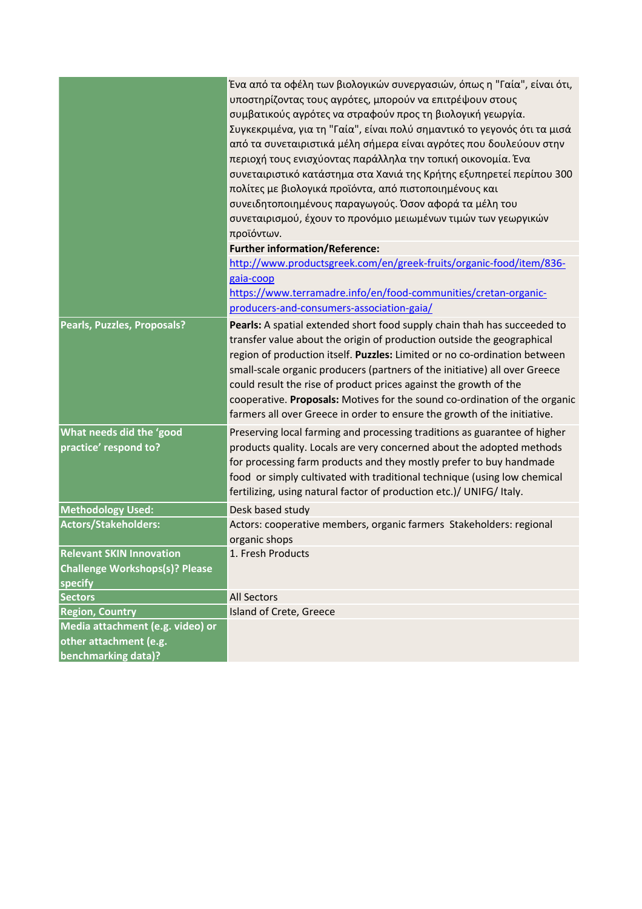| | |
|---|---|
| | Ένα από τα οφέλη των βιολογικών συνεργασιών, όπως η "Γαία", είναι ότι, υποστηρίζοντας τους αγρότες, μπορούν να επιτρέψουν στους συμβατικούς αγρότες να στραφούν προς τη βιολογική γεωργία. Συγκεκριμένα, για τη "Γαία", είναι πολύ σημαντικό το γεγονός ότι τα μισά από τα συνεταιριστικά μέλη σήμερα είναι αγρότες που δουλεύουν στην περιοχή τους ενισχύοντας παράλληλα την τοπική οικονομία. Ένα συνεταιριστικό κατάστημα στα Χανιά της Κρήτης εξυπηρετεί περίπου 300 πολίτες με βιολογικά προϊόντα, από πιστοποιημένους και συνειδητοποιημένους παραγωγούς. Όσον αφορά τα μέλη του συνεταιρισμού, έχουν το προνόμιο μειωμένων τιμών των γεωργικών προϊόντων. |
| | **Further information/Reference:** [http://www.productsgreek.com/en/greek-fruits/organic-food/item/836-gaia-coop](http://www.productsgreek.com/en/greek-fruits/organic-food/item/836-gaia-coop) [https://www.terramadre.info/en/food-communities/cretan-organic-producers-and-consumers-association-gaia/](https://www.terramadre.info/en/food-communities/cretan-organic-producers-and-consumers-association-gaia/) |
| **Pearls, Puzzles, Proposals?** | **Pearls:** A spatial extended short food supply chain thah has succeeded to transfer value about the origin of production outside the geographical region of production itself. **Puzzles:** Limited or no co-ordination between small-scale organic producers (partners of the initiative) all over Greece could result the rise of product prices against the growth of the cooperative. **Proposals:** Motives for the sound co-ordination of the organic farmers all over Greece in order to ensure the growth of the initiative. |
| **What needs did the 'good practice' respond to?** | Preserving local farming and processing traditions as guarantee of higher products quality. Locals are very concerned about the adopted methods for processing farm products and they mostly prefer to buy handmade food or simply cultivated with traditional technique (using low chemical fertilizing, using natural factor of production etc.)/ UNIFG/ Italy. |
| **Methodology Used:** | Desk based study |
| **Actors/Stakeholders:** | Actors: cooperative members, organic farmers Stakeholders: regional organic shops |
| **Relevant SKIN Innovation Challenge Workshops(s)? Please specify** | 1. Fresh Products |
| **Sectors** | All Sectors |
| **Region, Country** | Island of Crete, Greece |
| **Media attachment (e.g. video) or other attachment (e.g. benchmarking data)?** | |